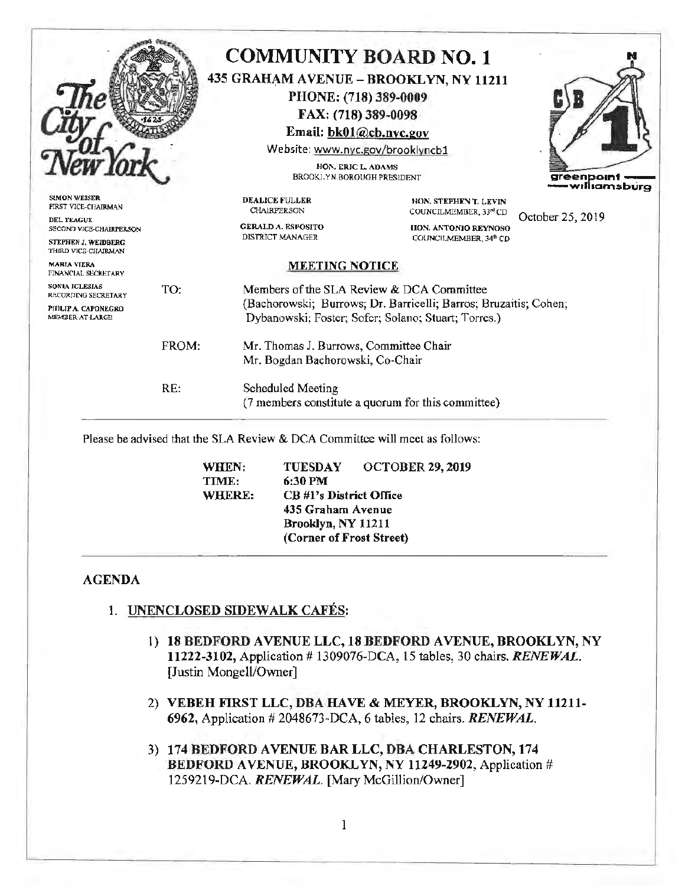# COMMUNITY BOARD NO. 1

**435 GRAHAM AVENUE – BROOKLYN, NY 11211**
**PHONE: (718) 389-0009**
**FAX: (718) 389-0098**
**Email: bk01@cb.nyc.gov**
Website: www.nyc.gov/brooklyncb1

HON. ERIC L. ADAMS
BROOKLYN BOROUGH PRESIDENT

greenpoint — williamsburg

SIMON WEISER
FIRST VICE-CHAIRMAN

DEL TEAGUE
SECOND VICE-CHAIRPERSON

STEPHEN J. WEIDBERG
THIRD VICE-CHAIRMAN

MARIA VIERA
FINANCIAL SECRETARY

SONIA IGLESIAS
RECORDING SECRETARY

PHILIP A. CAPONEGRO
MEMBER-AT-LARGE

DEALICE FULLER
CHAIRPERSON

GERALD A. ESPOSITO
DISTRICT MANAGER

HON. STEPHEN T. LEVIN
COUNCILMEMBER, 33rd CD

HON. ANTONIO REYNOSO
COUNCILMEMBER, 34th CD

October 25, 2019

## MEETING NOTICE

TO: Members of the SLA Review & DCA Committee (Bachorowski; Burrows; Dr. Barricelli; Barros; Bruzaitis; Cohen; Dybanowski; Foster; Sofer; Solano; Stuart; Torres.)

FROM: Mr. Thomas J. Burrows, Committee Chair
Mr. Bogdan Bachorowski, Co-Chair

RE: Scheduled Meeting
(7 members constitute a quorum for this committee)

---

Please be advised that the SLA Review & DCA Committee will meet as follows:

**WHEN:** **TUESDAY OCTOBER 29, 2019**
**TIME:** **6:30 PM**
**WHERE:** **CB #1's District Office**
**435 Graham Avenue**
**Brooklyn, NY 11211**
**(Corner of Frost Street)**

---

## AGENDA

1. **UNENCLOSED SIDEWALK CAFÉS:**

    1) **18 BEDFORD AVENUE LLC, 18 BEDFORD AVENUE, BROOKLYN, NY 11222-3102,** Application # 1309076-DCA, 15 tables, 30 chairs. ***RENEWAL.*** [Justin Mongell/Owner]

    2) **VEBEH FIRST LLC, DBA HAVE & MEYER, BROOKLYN, NY 11211-6962,** Application # 2048673-DCA, 6 tables, 12 chairs. ***RENEWAL.***

    3) **174 BEDFORD AVENUE BAR LLC, DBA CHARLESTON, 174 BEDFORD AVENUE, BROOKLYN, NY 11249-2902,** Application # 1259219-DCA. ***RENEWAL.*** [Mary McGillion/Owner]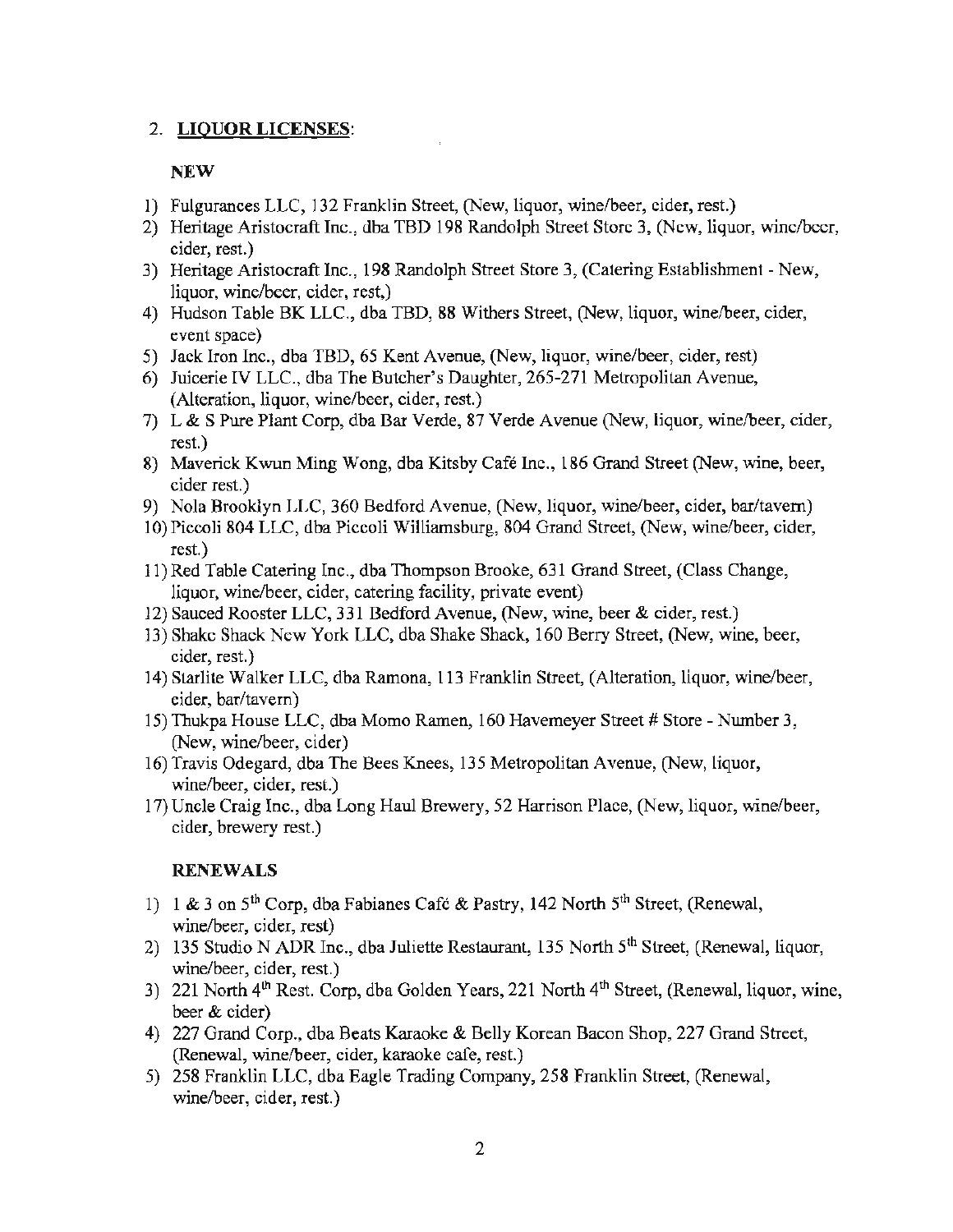## 2. **LIQUOR LICENSES**:

**NEW**

1) Fulgurances LLC, 132 Franklin Street, (New, liquor, wine/beer, cider, rest.)
2) Heritage Aristocraft Inc., dba TBD 198 Randolph Street Store 3, (New, liquor, wine/beer, cider, rest.)
3) Heritage Aristocraft Inc., 198 Randolph Street Store 3, (Catering Establishment - New, liquor, wine/beer, cider, rest,)
4) Hudson Table BK LLC., dba TBD, 88 Withers Street, (New, liquor, wine/beer, cider, event space)
5) Jack Iron Inc., dba TBD, 65 Kent Avenue, (New, liquor, wine/beer, cider, rest)
6) Juicerie IV LLC., dba The Butcher's Daughter, 265-271 Metropolitan Avenue, (Alteration, liquor, wine/beer, cider, rest.)
7) L & S Pure Plant Corp, dba Bar Verde, 87 Verde Avenue (New, liquor, wine/beer, cider, rest.)
8) Maverick Kwun Ming Wong, dba Kitsby Café Inc., 186 Grand Street (New, wine, beer, cider rest.)
9) Nola Brooklyn LLC, 360 Bedford Avenue, (New, liquor, wine/beer, cider, bar/tavern)
10) Piccoli 804 LLC, dba Piccoli Williamsburg, 804 Grand Street, (New, wine/beer, cider, rest.)
11) Red Table Catering Inc., dba Thompson Brooke, 631 Grand Street, (Class Change, liquor, wine/beer, cider, catering facility, private event)
12) Sauced Rooster LLC, 331 Bedford Avenue, (New, wine, beer & cider, rest.)
13) Shake Shack New York LLC, dba Shake Shack, 160 Berry Street, (New, wine, beer, cider, rest.)
14) Starlite Walker LLC, dba Ramona, 113 Franklin Street, (Alteration, liquor, wine/beer, cider, bar/tavern)
15) Thukpa House LLC, dba Momo Ramen, 160 Havemeyer Street # Store - Number 3, (New, wine/beer, cider)
16) Travis Odegard, dba The Bees Knees, 135 Metropolitan Avenue, (New, liquor, wine/beer, cider, rest.)
17) Uncle Craig Inc., dba Long Haul Brewery, 52 Harrison Place, (New, liquor, wine/beer, cider, brewery rest.)

**RENEWALS**

1) 1 & 3 on 5th Corp, dba Fabianes Café & Pastry, 142 North 5th Street, (Renewal, wine/beer, cider, rest)
2) 135 Studio N ADR Inc., dba Juliette Restaurant, 135 North 5th Street, (Renewal, liquor, wine/beer, cider, rest.)
3) 221 North 4th Rest. Corp, dba Golden Years, 221 North 4th Street, (Renewal, liquor, wine, beer & cider)
4) 227 Grand Corp., dba Beats Karaoke & Belly Korean Bacon Shop, 227 Grand Street, (Renewal, wine/beer, cider, karaoke cafe, rest.)
5) 258 Franklin LLC, dba Eagle Trading Company, 258 Franklin Street, (Renewal, wine/beer, cider, rest.)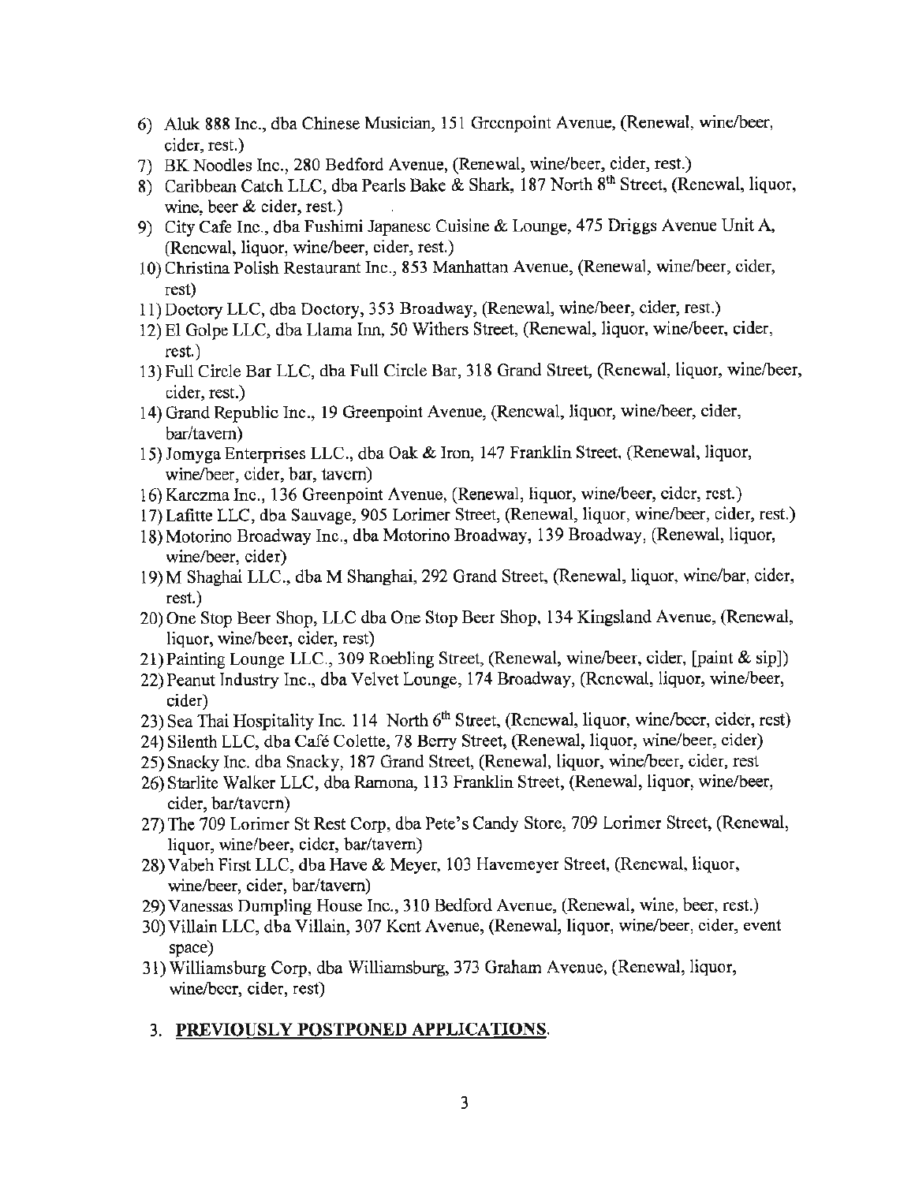6) Aluk 888 Inc., dba Chinese Musician, 151 Greenpoint Avenue, (Renewal, wine/beer, cider, rest.)
7) BK Noodles Inc., 280 Bedford Avenue, (Renewal, wine/beer, cider, rest.)
8) Caribbean Catch LLC, dba Pearls Bake & Shark, 187 North 8th Street, (Renewal, liquor, wine, beer & cider, rest.)
9) City Cafe Inc., dba Fushimi Japanese Cuisine & Lounge, 475 Driggs Avenue Unit A, (Renewal, liquor, wine/beer, cider, rest.)
10) Christina Polish Restaurant Inc., 853 Manhattan Avenue, (Renewal, wine/beer, cider, rest)
11) Doctory LLC, dba Doctory, 353 Broadway, (Renewal, wine/beer, cider, rest.)
12) El Golpe LLC, dba Llama Inn, 50 Withers Street, (Renewal, liquor, wine/beer, cider, rest.)
13) Full Circle Bar LLC, dba Full Circle Bar, 318 Grand Street, (Renewal, liquor, wine/beer, cider, rest.)
14) Grand Republic Inc., 19 Greenpoint Avenue, (Renewal, liquor, wine/beer, cider, bar/tavern)
15) Jomyga Enterprises LLC., dba Oak & Iron, 147 Franklin Street, (Renewal, liquor, wine/beer, cider, bar, tavern)
16) Karczma Inc., 136 Greenpoint Avenue, (Renewal, liquor, wine/beer, cider, rest.)
17) Lafitte LLC, dba Sauvage, 905 Lorimer Street, (Renewal, liquor, wine/beer, cider, rest.)
18) Motorino Broadway Inc., dba Motorino Broadway, 139 Broadway, (Renewal, liquor, wine/beer, cider)
19) M Shaghai LLC., dba M Shanghai, 292 Grand Street, (Renewal, liquor, wine/bar, cider, rest.)
20) One Stop Beer Shop, LLC dba One Stop Beer Shop, 134 Kingsland Avenue, (Renewal, liquor, wine/beer, cider, rest)
21) Painting Lounge LLC., 309 Roebling Street, (Renewal, wine/beer, cider, [paint & sip])
22) Peanut Industry Inc., dba Velvet Lounge, 174 Broadway, (Renewal, liquor, wine/beer, cider)
23) Sea Thai Hospitality Inc. 114 North 6th Street, (Renewal, liquor, wine/beer, cider, rest)
24) Silenth LLC, dba Café Colette, 78 Berry Street, (Renewal, liquor, wine/beer, cider)
25) Snacky Inc. dba Snacky, 187 Grand Street, (Renewal, liquor, wine/beer, cider, rest
26) Starlite Walker LLC, dba Ramona, 113 Franklin Street, (Renewal, liquor, wine/beer, cider, bar/tavern)
27) The 709 Lorimer St Rest Corp, dba Pete's Candy Store, 709 Lorimer Street, (Renewal, liquor, wine/beer, cider, bar/tavern)
28) Vabeh First LLC, dba Have & Meyer, 103 Havemeyer Street, (Renewal, liquor, wine/beer, cider, bar/tavern)
29) Vanessas Dumpling House Inc., 310 Bedford Avenue, (Renewal, wine, beer, rest.)
30) Villain LLC, dba Villain, 307 Kent Avenue, (Renewal, liquor, wine/beer, cider, event space)
31) Williamsburg Corp, dba Williamsburg, 373 Graham Avenue, (Renewal, liquor, wine/beer, cider, rest)

3. **PREVIOUSLY POSTPONED APPLICATIONS.**